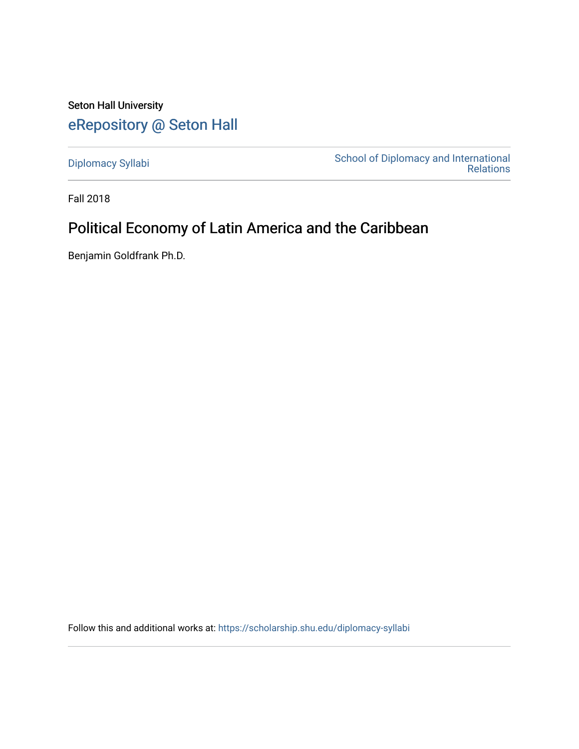Seton Hall University

# eRepository @ Seton Hall

Diplomacy Syllabi

School of Diplomacy and International Relations

Fall 2018

## Political Economy of Latin America and the Caribbean

Benjamin Goldfrank Ph.D.

Follow this and additional works at: https://scholarship.shu.edu/diplomacy-syllabi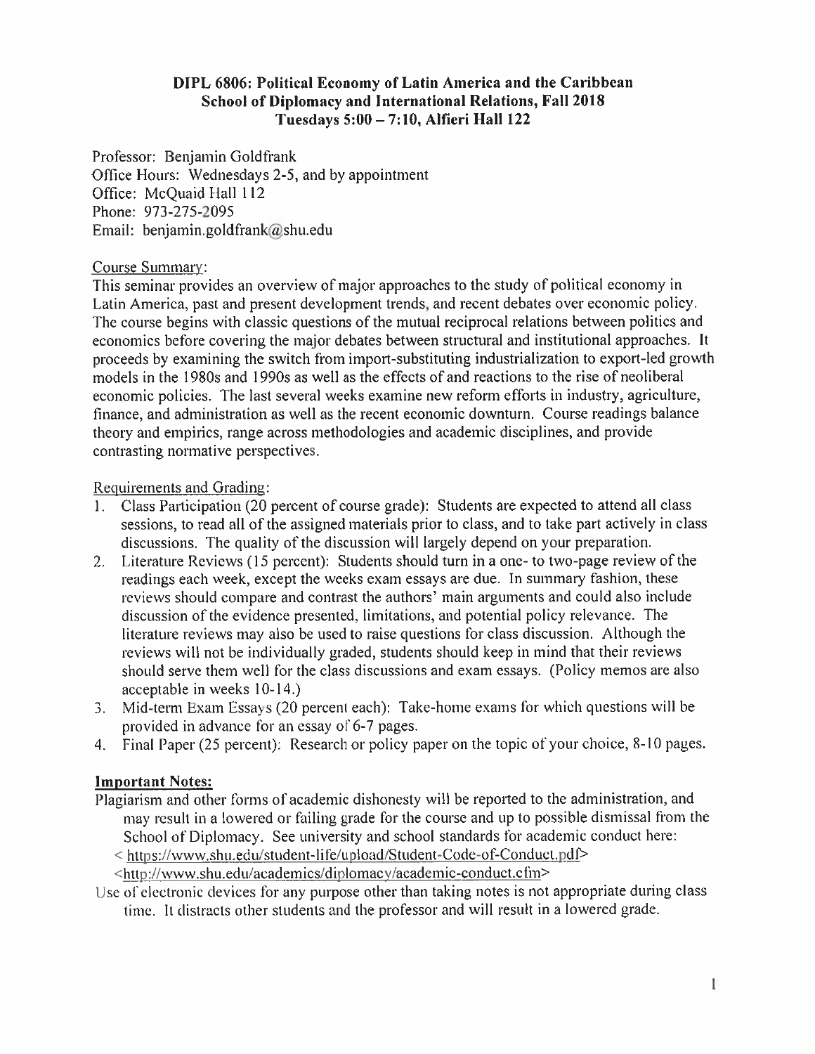# DIPL 6806: Political Economy of Latin America and the Caribbean
## School of Diplomacy and International Relations, Fall 2018
## Tuesdays 5:00 – 7:10, Alfieri Hall 122

Professor: Benjamin Goldfrank
Office Hours: Wednesdays 2-5, and by appointment
Office: McQuaid Hall 112
Phone: 973-275-2095
Email: benjamin.goldfrank@shu.edu

Course Summary:

This seminar provides an overview of major approaches to the study of political economy in Latin America, past and present development trends, and recent debates over economic policy. The course begins with classic questions of the mutual reciprocal relations between politics and economics before covering the major debates between structural and institutional approaches. It proceeds by examining the switch from import-substituting industrialization to export-led growth models in the 1980s and 1990s as well as the effects of and reactions to the rise of neoliberal economic policies. The last several weeks examine new reform efforts in industry, agriculture, finance, and administration as well as the recent economic downturn. Course readings balance theory and empirics, range across methodologies and academic disciplines, and provide contrasting normative perspectives.

Requirements and Grading:

1. Class Participation (20 percent of course grade): Students are expected to attend all class sessions, to read all of the assigned materials prior to class, and to take part actively in class discussions. The quality of the discussion will largely depend on your preparation.
2. Literature Reviews (15 percent): Students should turn in a one- to two-page review of the readings each week, except the weeks exam essays are due. In summary fashion, these reviews should compare and contrast the authors' main arguments and could also include discussion of the evidence presented, limitations, and potential policy relevance. The literature reviews may also be used to raise questions for class discussion. Although the reviews will not be individually graded, students should keep in mind that their reviews should serve them well for the class discussions and exam essays. (Policy memos are also acceptable in weeks 10-14.)
3. Mid-term Exam Essays (20 percent each): Take-home exams for which questions will be provided in advance for an essay of 6-7 pages.
4. Final Paper (25 percent): Research or policy paper on the topic of your choice, 8-10 pages.

**Important Notes:**

Plagiarism and other forms of academic dishonesty will be reported to the administration, and may result in a lowered or failing grade for the course and up to possible dismissal from the School of Diplomacy. See university and school standards for academic conduct here:
< https://www.shu.edu/student-life/upload/Student-Code-of-Conduct.pdf>
<http://www.shu.edu/academics/diplomacy/academic-conduct.cfm>

Use of electronic devices for any purpose other than taking notes is not appropriate during class time. It distracts other students and the professor and will result in a lowered grade.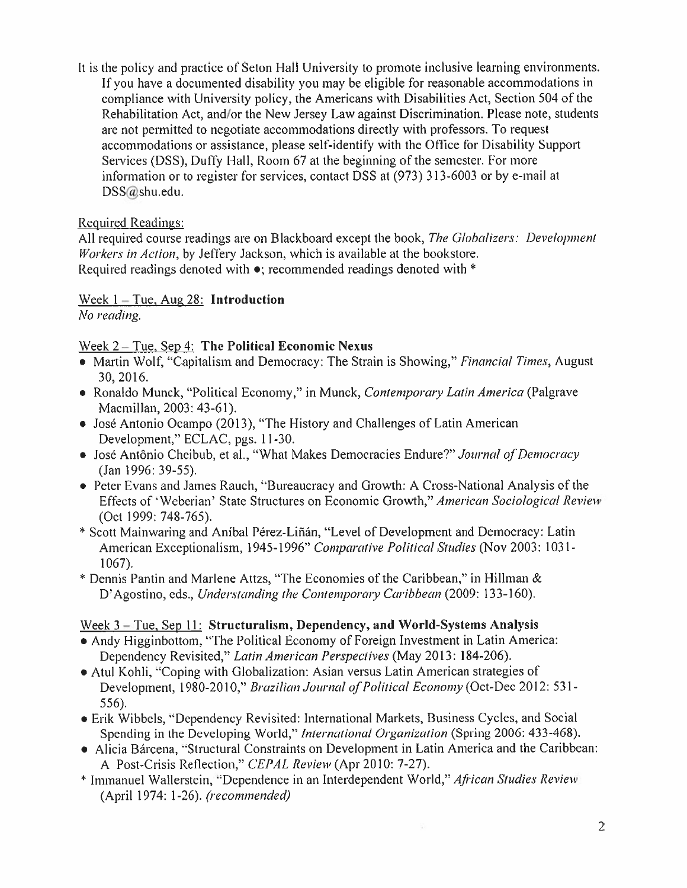It is the policy and practice of Seton Hall University to promote inclusive learning environments. If you have a documented disability you may be eligible for reasonable accommodations in compliance with University policy, the Americans with Disabilities Act, Section 504 of the Rehabilitation Act, and/or the New Jersey Law against Discrimination. Please note, students are not permitted to negotiate accommodations directly with professors. To request accommodations or assistance, please self-identify with the Office for Disability Support Services (DSS), Duffy Hall, Room 67 at the beginning of the semester. For more information or to register for services, contact DSS at (973) 313-6003 or by e-mail at DSS@shu.edu.

Required Readings:

All required course readings are on Blackboard except the book, *The Globalizers: Development Workers in Action*, by Jeffery Jackson, which is available at the bookstore.
Required readings denoted with •; recommended readings denoted with *

Week 1 – Tue, Aug 28: **Introduction**

*No reading.*

Week 2 – Tue, Sep 4: **The Political Economic Nexus**

- Martin Wolf, "Capitalism and Democracy: The Strain is Showing," *Financial Times*, August 30, 2016.
- Ronaldo Munck, "Political Economy," in Munck, *Contemporary Latin America* (Palgrave Macmillan, 2003: 43-61).
- José Antonio Ocampo (2013), "The History and Challenges of Latin American Development," ECLAC, pgs. 11-30.
- José Antônio Cheibub, et al., "What Makes Democracies Endure?" *Journal of Democracy* (Jan 1996: 39-55).
- Peter Evans and James Rauch, "Bureaucracy and Growth: A Cross-National Analysis of the Effects of 'Weberian' State Structures on Economic Growth," *American Sociological Review* (Oct 1999: 748-765).

* Scott Mainwaring and Aníbal Pérez-Liñán, "Level of Development and Democracy: Latin American Exceptionalism, 1945-1996" *Comparative Political Studies* (Nov 2003: 1031-1067).
* Dennis Pantin and Marlene Attzs, "The Economies of the Caribbean," in Hillman & D'Agostino, eds., *Understanding the Contemporary Caribbean* (2009: 133-160).

Week 3 – Tue, Sep 11: **Structuralism, Dependency, and World-Systems Analysis**

- Andy Higginbottom, "The Political Economy of Foreign Investment in Latin America: Dependency Revisited," *Latin American Perspectives* (May 2013: 184-206).
- Atul Kohli, "Coping with Globalization: Asian versus Latin American strategies of Development, 1980-2010," *Brazilian Journal of Political Economy* (Oct-Dec 2012: 531-556).
- Erik Wibbels, "Dependency Revisited: International Markets, Business Cycles, and Social Spending in the Developing World," *International Organization* (Spring 2006: 433-468).
- Alicia Bárcena, "Structural Constraints on Development in Latin America and the Caribbean: A Post-Crisis Reflection," *CEPAL Review* (Apr 2010: 7-27).

* Immanuel Wallerstein, "Dependence in an Interdependent World," *African Studies Review* (April 1974: 1-26). *(recommended)*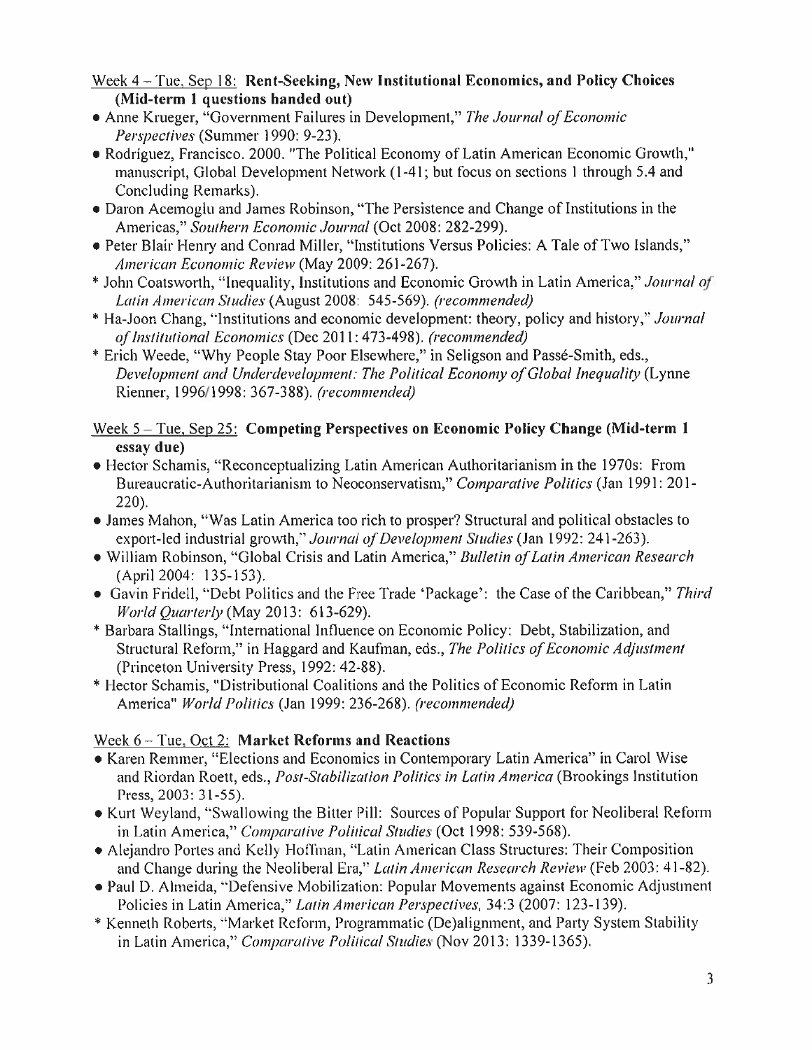Week 4 – Tue, Sep 18: **Rent-Seeking, New Institutional Economics, and Policy Choices (Mid-term 1 questions handed out)**

- Anne Krueger, "Government Failures in Development," *The Journal of Economic Perspectives* (Summer 1990: 9-23).
- Rodríguez, Francisco. 2000. "The Political Economy of Latin American Economic Growth," manuscript, Global Development Network (1-41; but focus on sections 1 through 5.4 and Concluding Remarks).
- Daron Acemoglu and James Robinson, "The Persistence and Change of Institutions in the Americas," *Southern Economic Journal* (Oct 2008: 282-299).
- Peter Blair Henry and Conrad Miller, "Institutions Versus Policies: A Tale of Two Islands," *American Economic Review* (May 2009: 261-267).

\* John Coatsworth, "Inequality, Institutions and Economic Growth in Latin America," *Journal of Latin American Studies* (August 2008: 545-569). *(recommended)*

\* Ha-Joon Chang, "Institutions and economic development: theory, policy and history," *Journal of Institutional Economics* (Dec 2011: 473-498). *(recommended)*

\* Erich Weede, "Why People Stay Poor Elsewhere," in Seligson and Passé-Smith, eds., *Development and Underdevelopment: The Political Economy of Global Inequality* (Lynne Rienner, 1996/1998: 367-388). *(recommended)*

Week 5 – Tue, Sep 25: **Competing Perspectives on Economic Policy Change (Mid-term 1 essay due)**

- Hector Schamis, "Reconceptualizing Latin American Authoritarianism in the 1970s: From Bureaucratic-Authoritarianism to Neoconservatism," *Comparative Politics* (Jan 1991: 201-220).
- James Mahon, "Was Latin America too rich to prosper? Structural and political obstacles to export-led industrial growth," *Journal of Development Studies* (Jan 1992: 241-263).
- William Robinson, "Global Crisis and Latin America," *Bulletin of Latin American Research* (April 2004: 135-153).
- Gavin Fridell, "Debt Politics and the Free Trade 'Package': the Case of the Caribbean," *Third World Quarterly* (May 2013: 613-629).

\* Barbara Stallings, "International Influence on Economic Policy: Debt, Stabilization, and Structural Reform," in Haggard and Kaufman, eds., *The Politics of Economic Adjustment* (Princeton University Press, 1992: 42-88).

\* Hector Schamis, "Distributional Coalitions and the Politics of Economic Reform in Latin America" *World Politics* (Jan 1999: 236-268). *(recommended)*

Week 6 – Tue, Oct 2: **Market Reforms and Reactions**

- Karen Remmer, "Elections and Economics in Contemporary Latin America" in Carol Wise and Riordan Roett, eds., *Post-Stabilization Politics in Latin America* (Brookings Institution Press, 2003: 31-55).
- Kurt Weyland, "Swallowing the Bitter Pill: Sources of Popular Support for Neoliberal Reform in Latin America," *Comparative Political Studies* (Oct 1998: 539-568).
- Alejandro Portes and Kelly Hoffman, "Latin American Class Structures: Their Composition and Change during the Neoliberal Era," *Latin American Research Review* (Feb 2003: 41-82).
- Paul D. Almeida, "Defensive Mobilization: Popular Movements against Economic Adjustment Policies in Latin America," *Latin American Perspectives*, 34:3 (2007: 123-139).

\* Kenneth Roberts, "Market Reform, Programmatic (De)alignment, and Party System Stability in Latin America," *Comparative Political Studies* (Nov 2013: 1339-1365).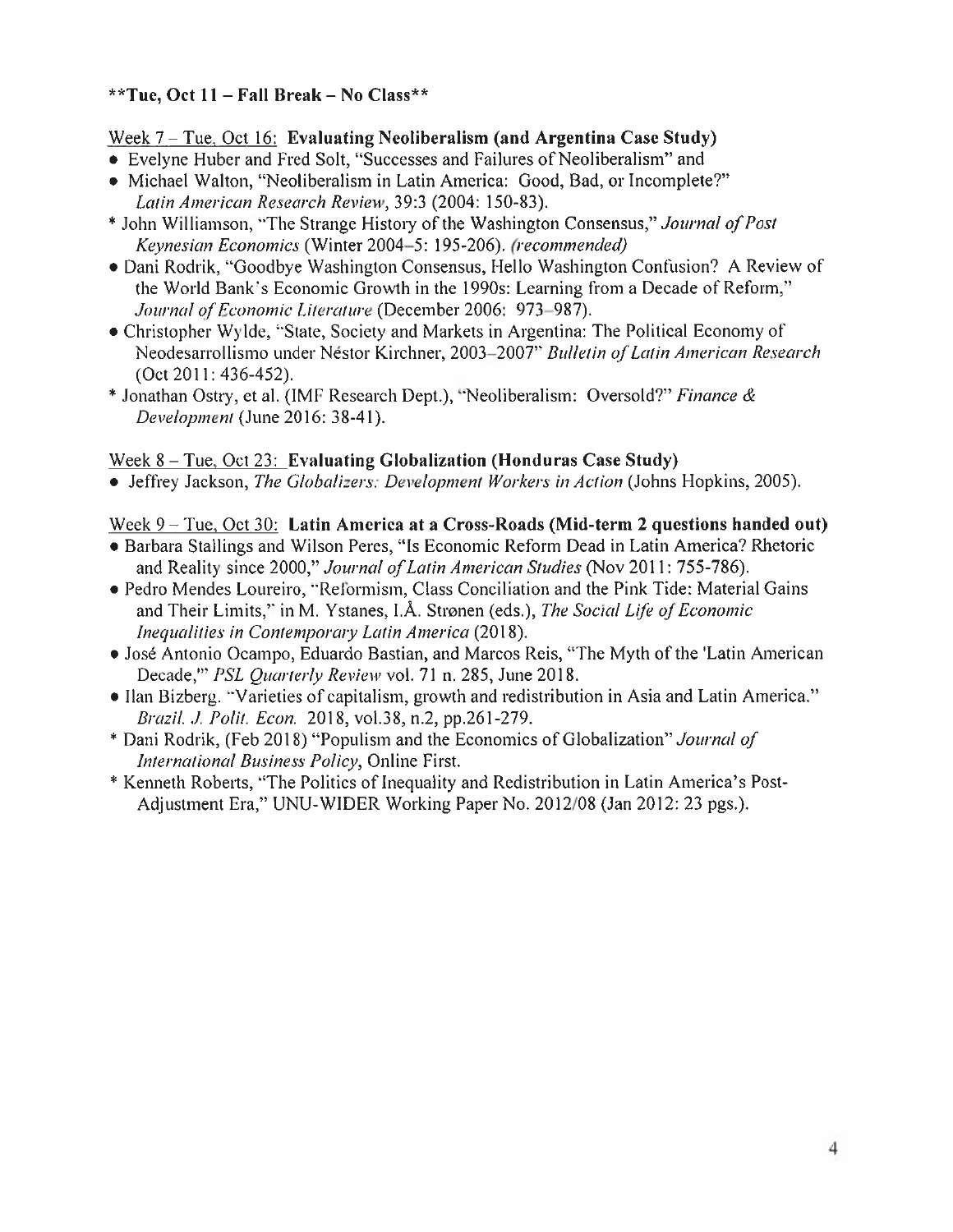**Tue, Oct 11 – Fall Break – No Class**

Week 7 – Tue, Oct 16: **Evaluating Neoliberalism (and Argentina Case Study)**

- Evelyne Huber and Fred Solt, "Successes and Failures of Neoliberalism" and
- Michael Walton, "Neoliberalism in Latin America: Good, Bad, or Incomplete?" *Latin American Research Review*, 39:3 (2004: 150-83).

\* John Williamson, "The Strange History of the Washington Consensus," *Journal of Post Keynesian Economics* (Winter 2004–5: 195-206). *(recommended)*

- Dani Rodrik, "Goodbye Washington Consensus, Hello Washington Confusion? A Review of the World Bank's Economic Growth in the 1990s: Learning from a Decade of Reform," *Journal of Economic Literature* (December 2006: 973–987).
- Christopher Wylde, "State, Society and Markets in Argentina: The Political Economy of Neodesarrollismo under Néstor Kirchner, 2003–2007" *Bulletin of Latin American Research* (Oct 2011: 436-452).

\* Jonathan Ostry, et al. (IMF Research Dept.), "Neoliberalism: Oversold?" *Finance & Development* (June 2016: 38-41).

Week 8 – Tue, Oct 23: **Evaluating Globalization (Honduras Case Study)**

- Jeffrey Jackson, *The Globalizers: Development Workers in Action* (Johns Hopkins, 2005).

Week 9 – Tue, Oct 30: **Latin America at a Cross-Roads (Mid-term 2 questions handed out)**

- Barbara Stallings and Wilson Peres, "Is Economic Reform Dead in Latin America? Rhetoric and Reality since 2000," *Journal of Latin American Studies* (Nov 2011: 755-786).
- Pedro Mendes Loureiro, "Reformism, Class Conciliation and the Pink Tide: Material Gains and Their Limits," in M. Ystanes, I.Å. Strønen (eds.), *The Social Life of Economic Inequalities in Contemporary Latin America* (2018).
- José Antonio Ocampo, Eduardo Bastian, and Marcos Reis, "The Myth of the 'Latin American Decade,'" *PSL Quarterly Review* vol. 71 n. 285, June 2018.
- Ilan Bizberg. "Varieties of capitalism, growth and redistribution in Asia and Latin America." *Brazil. J. Polit. Econ.* 2018, vol.38, n.2, pp.261-279.

\* Dani Rodrik, (Feb 2018) "Populism and the Economics of Globalization" *Journal of International Business Policy*, Online First.

\* Kenneth Roberts, "The Politics of Inequality and Redistribution in Latin America's Post-Adjustment Era," UNU-WIDER Working Paper No. 2012/08 (Jan 2012: 23 pgs.).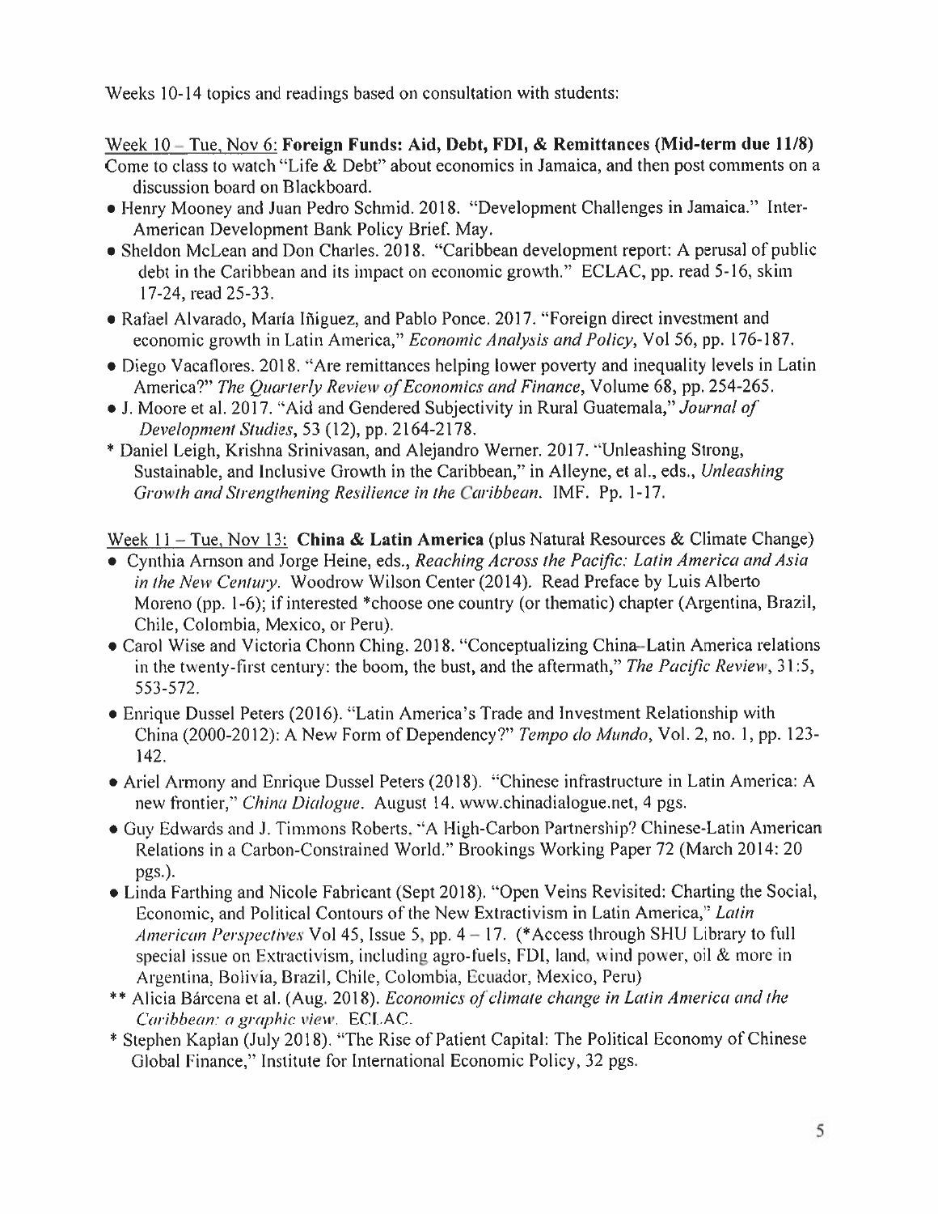Weeks 10-14 topics and readings based on consultation with students:

Week 10 – Tue, Nov 6: **Foreign Funds: Aid, Debt, FDI, & Remittances (Mid-term due 11/8)**

Come to class to watch "Life & Debt" about economics in Jamaica, and then post comments on a discussion board on Blackboard.

- Henry Mooney and Juan Pedro Schmid. 2018. "Development Challenges in Jamaica." Inter-American Development Bank Policy Brief. May.
- Sheldon McLean and Don Charles. 2018. "Caribbean development report: A perusal of public debt in the Caribbean and its impact on economic growth." ECLAC, pp. read 5-16, skim 17-24, read 25-33.
- Rafael Alvarado, María Iñiguez, and Pablo Ponce. 2017. "Foreign direct investment and economic growth in Latin America," *Economic Analysis and Policy*, Vol 56, pp. 176-187.
- Diego Vacaflores. 2018. "Are remittances helping lower poverty and inequality levels in Latin America?" *The Quarterly Review of Economics and Finance*, Volume 68, pp. 254-265.
- J. Moore et al. 2017. "Aid and Gendered Subjectivity in Rural Guatemala," *Journal of Development Studies*, 53 (12), pp. 2164-2178.

\* Daniel Leigh, Krishna Srinivasan, and Alejandro Werner. 2017. "Unleashing Strong, Sustainable, and Inclusive Growth in the Caribbean," in Alleyne, et al., eds., *Unleashing Growth and Strengthening Resilience in the Caribbean*. IMF. Pp. 1-17.

Week 11 – Tue, Nov 13: **China & Latin America** (plus Natural Resources & Climate Change)

- Cynthia Arnson and Jorge Heine, eds., *Reaching Across the Pacific: Latin America and Asia in the New Century*. Woodrow Wilson Center (2014). Read Preface by Luis Alberto Moreno (pp. 1-6); if interested *choose one country (or thematic) chapter (Argentina, Brazil, Chile, Colombia, Mexico, or Peru).
- Carol Wise and Victoria Chonn Ching. 2018. "Conceptualizing China–Latin America relations in the twenty-first century: the boom, the bust, and the aftermath," *The Pacific Review*, 31:5, 553-572.
- Enrique Dussel Peters (2016). "Latin America's Trade and Investment Relationship with China (2000-2012): A New Form of Dependency?" *Tempo do Mundo*, Vol. 2, no. 1, pp. 123-142.
- Ariel Armony and Enrique Dussel Peters (2018). "Chinese infrastructure in Latin America: A new frontier," *China Dialogue*. August 14. www.chinadialogue.net, 4 pgs.
- Guy Edwards and J. Timmons Roberts. "A High-Carbon Partnership? Chinese-Latin American Relations in a Carbon-Constrained World." Brookings Working Paper 72 (March 2014: 20 pgs.).
- Linda Farthing and Nicole Fabricant (Sept 2018). "Open Veins Revisited: Charting the Social, Economic, and Political Contours of the New Extractivism in Latin America," *Latin American Perspectives* Vol 45, Issue 5, pp. 4 – 17. (*Access through SHU Library to full special issue on Extractivism, including agro-fuels, FDI, land, wind power, oil & more in Argentina, Bolivia, Brazil, Chile, Colombia, Ecuador, Mexico, Peru)

\*\* Alicia Bárcena et al. (Aug. 2018). *Economics of climate change in Latin America and the Caribbean: a graphic view*. ECLAC.

\* Stephen Kaplan (July 2018). "The Rise of Patient Capital: The Political Economy of Chinese Global Finance," Institute for International Economic Policy, 32 pgs.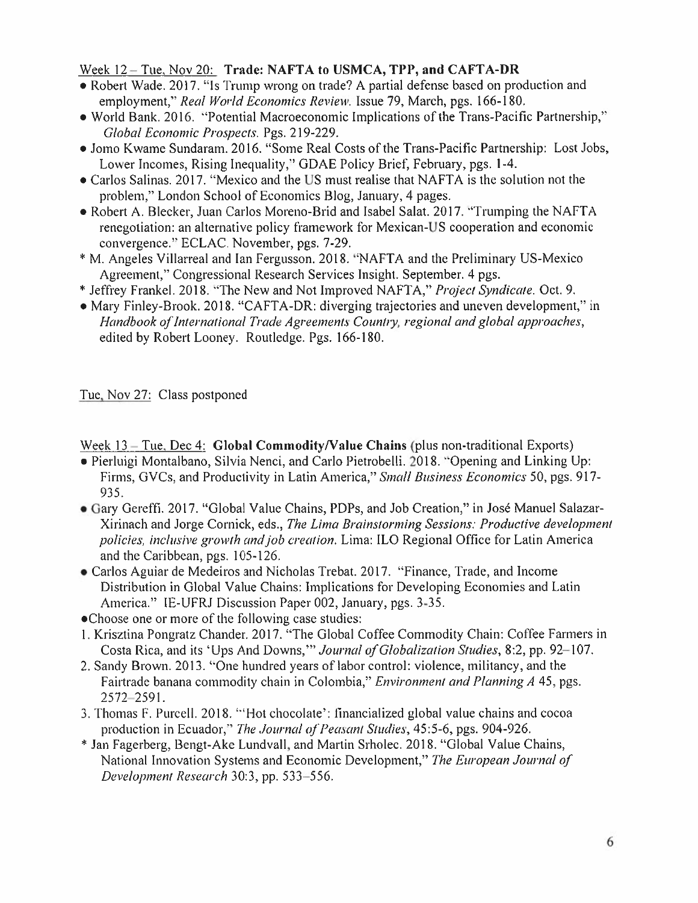Week 12 – Tue, Nov 20: **Trade: NAFTA to USMCA, TPP, and CAFTA-DR**

- Robert Wade. 2017. "Is Trump wrong on trade? A partial defense based on production and employment," *Real World Economics Review*. Issue 79, March, pgs. 166-180.
- World Bank. 2016. "Potential Macroeconomic Implications of the Trans-Pacific Partnership," *Global Economic Prospects*. Pgs. 219-229.
- Jomo Kwame Sundaram. 2016. "Some Real Costs of the Trans-Pacific Partnership: Lost Jobs, Lower Incomes, Rising Inequality," GDAE Policy Brief, February, pgs. 1-4.
- Carlos Salinas. 2017. "Mexico and the US must realise that NAFTA is the solution not the problem," London School of Economics Blog, January, 4 pages.
- Robert A. Blecker, Juan Carlos Moreno-Brid and Isabel Salat. 2017. "Trumping the NAFTA renegotiation: an alternative policy framework for Mexican-US cooperation and economic convergence." ECLAC. November, pgs. 7-29.

* M. Angeles Villarreal and Ian Fergusson. 2018. "NAFTA and the Preliminary US-Mexico Agreement," Congressional Research Services Insight. September. 4 pgs.
* Jeffrey Frankel. 2018. "The New and Not Improved NAFTA," *Project Syndicate*. Oct. 9.

- Mary Finley-Brook. 2018. "CAFTA-DR: diverging trajectories and uneven development," in *Handbook of International Trade Agreements Country, regional and global approaches*, edited by Robert Looney. Routledge. Pgs. 166-180.

Tue, Nov 27: Class postponed

Week 13 – Tue, Dec 4: **Global Commodity/Value Chains** (plus non-traditional Exports)

- Pierluigi Montalbano, Silvia Nenci, and Carlo Pietrobelli. 2018. "Opening and Linking Up: Firms, GVCs, and Productivity in Latin America," *Small Business Economics* 50, pgs. 917-935.
- Gary Gereffi. 2017. "Global Value Chains, PDPs, and Job Creation," in José Manuel Salazar-Xirinach and Jorge Cornick, eds., *The Lima Brainstorming Sessions: Productive development policies, inclusive growth and job creation*. Lima: ILO Regional Office for Latin America and the Caribbean, pgs. 105-126.
- Carlos Aguiar de Medeiros and Nicholas Trebat. 2017. "Finance, Trade, and Income Distribution in Global Value Chains: Implications for Developing Economies and Latin America." IE-UFRJ Discussion Paper 002, January, pgs. 3-35.
- Choose one or more of the following case studies:

1. Krisztina Pongratz Chander. 2017. "The Global Coffee Commodity Chain: Coffee Farmers in Costa Rica, and its 'Ups And Downs,'" *Journal of Globalization Studies*, 8:2, pp. 92–107.
2. Sandy Brown. 2013. "One hundred years of labor control: violence, militancy, and the Fairtrade banana commodity chain in Colombia," *Environment and Planning A* 45, pgs. 2572–2591.
3. Thomas F. Purcell. 2018. "'Hot chocolate': financialized global value chains and cocoa production in Ecuador," *The Journal of Peasant Studies*, 45:5-6, pgs. 904-926.

* Jan Fagerberg, Bengt-Ake Lundvall, and Martin Srholec. 2018. "Global Value Chains, National Innovation Systems and Economic Development," *The European Journal of Development Research* 30:3, pp. 533–556.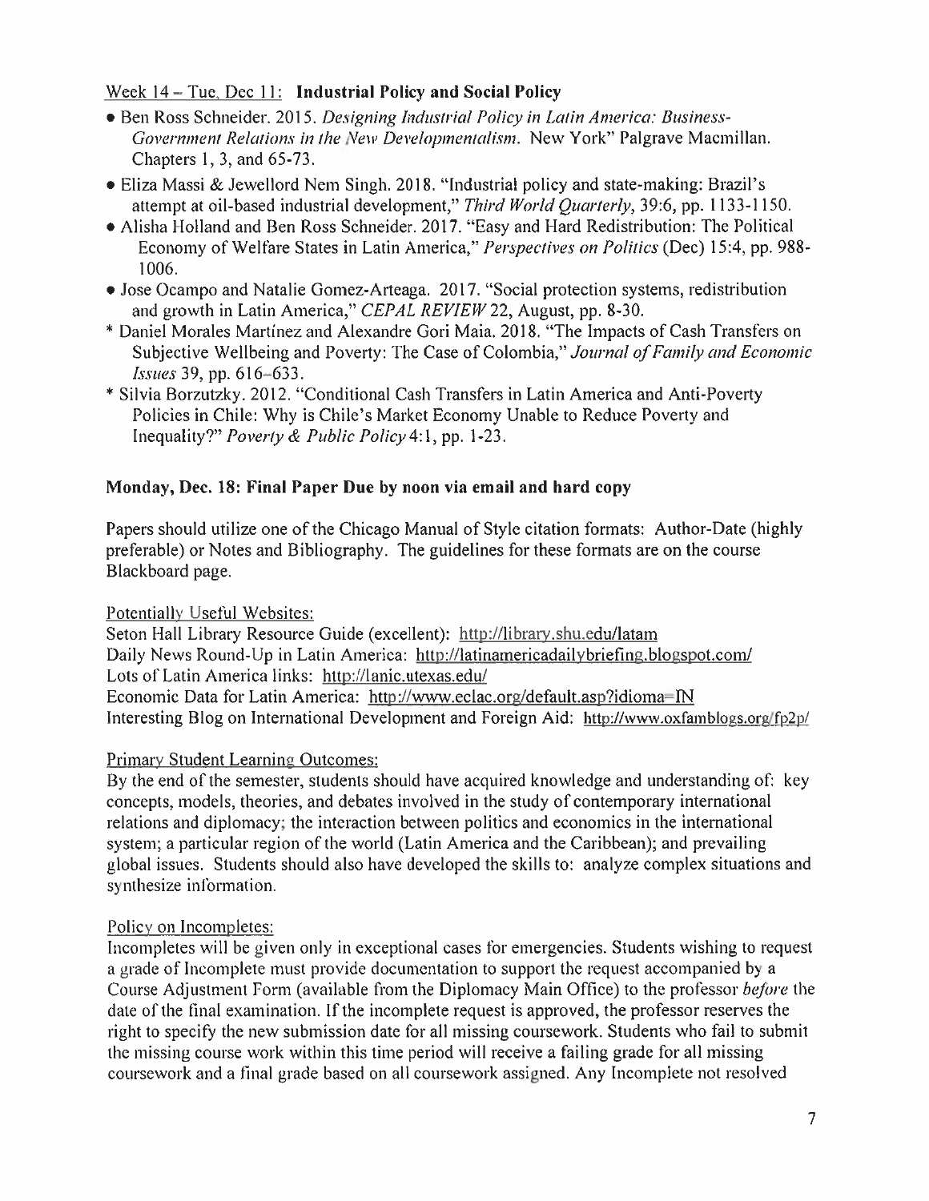Week 14 – Tue, Dec 11: **Industrial Policy and Social Policy**

- Ben Ross Schneider. 2015. *Designing Industrial Policy in Latin America: Business-Government Relations in the New Developmentalism.* New York" Palgrave Macmillan. Chapters 1, 3, and 65-73.
- Eliza Massi & Jewellord Nem Singh. 2018. "Industrial policy and state-making: Brazil's attempt at oil-based industrial development," *Third World Quarterly,* 39:6, pp. 1133-1150.
- Alisha Holland and Ben Ross Schneider. 2017. "Easy and Hard Redistribution: The Political Economy of Welfare States in Latin America," *Perspectives on Politics* (Dec) 15:4, pp. 988-1006.
- Jose Ocampo and Natalie Gomez-Arteaga. 2017. "Social protection systems, redistribution and growth in Latin America," *CEPAL REVIEW* 22, August, pp. 8-30.

\* Daniel Morales Martínez and Alexandre Gori Maia. 2018. "The Impacts of Cash Transfers on Subjective Wellbeing and Poverty: The Case of Colombia," *Journal of Family and Economic Issues* 39, pp. 616–633.

\* Silvia Borzutzky. 2012. "Conditional Cash Transfers in Latin America and Anti-Poverty Policies in Chile: Why is Chile's Market Economy Unable to Reduce Poverty and Inequality?" *Poverty & Public Policy* 4:1, pp. 1-23.

**Monday, Dec. 18: Final Paper Due by noon via email and hard copy**

Papers should utilize one of the Chicago Manual of Style citation formats: Author-Date (highly preferable) or Notes and Bibliography. The guidelines for these formats are on the course Blackboard page.

Potentially Useful Websites:

Seton Hall Library Resource Guide (excellent): http://library.shu.edu/latam
Daily News Round-Up in Latin America: http://latinamericadailybriefing.blogspot.com/
Lots of Latin America links: http://lanic.utexas.edu/
Economic Data for Latin America: http://www.eclac.org/default.asp?idioma=IN
Interesting Blog on International Development and Foreign Aid: http://www.oxfamblogs.org/fp2p/

Primary Student Learning Outcomes:

By the end of the semester, students should have acquired knowledge and understanding of: key concepts, models, theories, and debates involved in the study of contemporary international relations and diplomacy; the interaction between politics and economics in the international system; a particular region of the world (Latin America and the Caribbean); and prevailing global issues. Students should also have developed the skills to: analyze complex situations and synthesize information.

Policy on Incompletes:

Incompletes will be given only in exceptional cases for emergencies. Students wishing to request a grade of Incomplete must provide documentation to support the request accompanied by a Course Adjustment Form (available from the Diplomacy Main Office) to the professor *before* the date of the final examination. If the incomplete request is approved, the professor reserves the right to specify the new submission date for all missing coursework. Students who fail to submit the missing course work within this time period will receive a failing grade for all missing coursework and a final grade based on all coursework assigned. Any Incomplete not resolved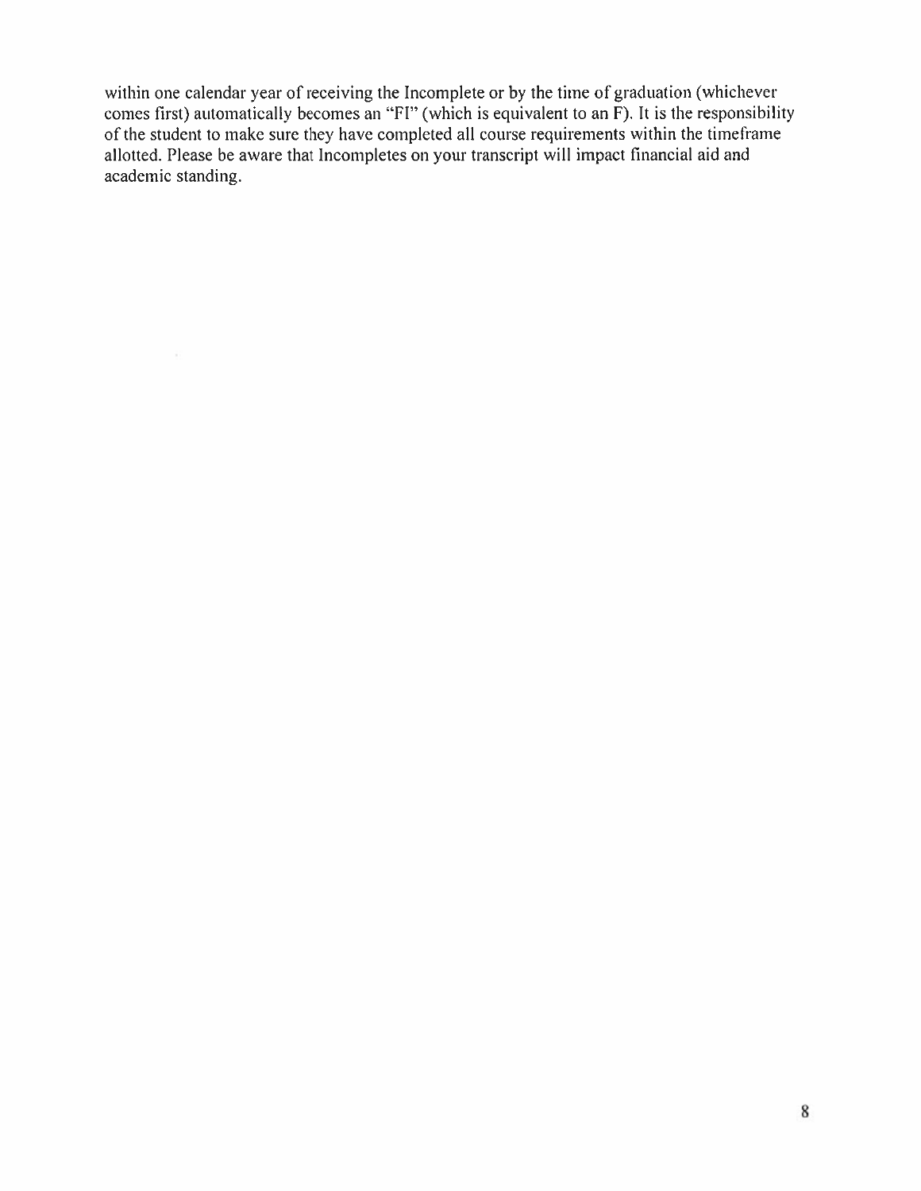within one calendar year of receiving the Incomplete or by the time of graduation (whichever comes first) automatically becomes an "FI" (which is equivalent to an F). It is the responsibility of the student to make sure they have completed all course requirements within the timeframe allotted. Please be aware that Incompletes on your transcript will impact financial aid and academic standing.